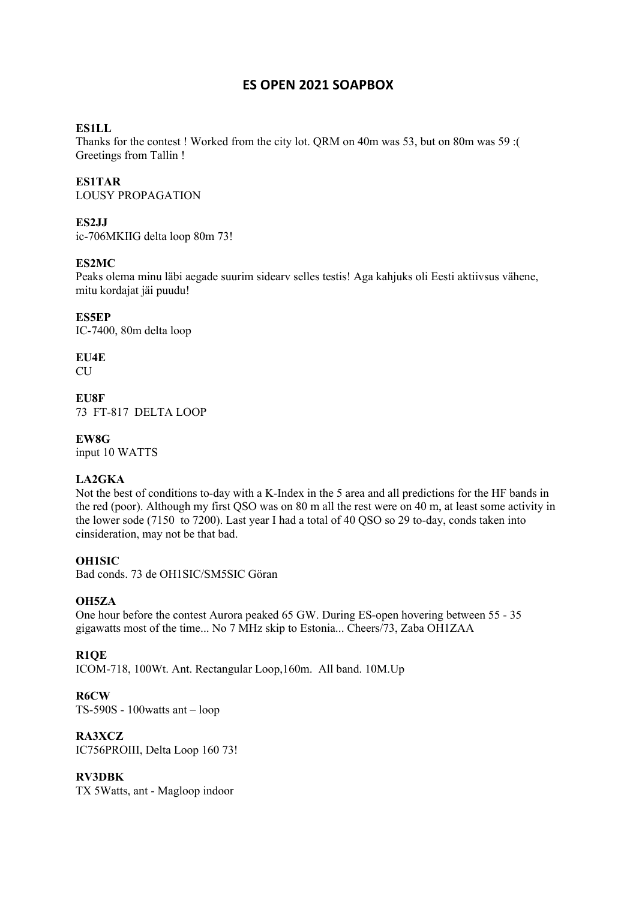# ES OPEN 2021 SOAPBOX

**ES1LL**
Thanks for the contest ! Worked from the city lot. QRM on 40m was 53, but on 80m was 59 :(
Greetings from Tallin !

**ES1TAR**
LOUSY PROPAGATION

**ES2JJ**
ic-706MKIIG delta loop 80m 73!

**ES2MC**
Peaks olema minu läbi aegade suurim sidearv selles testis! Aga kahjuks oli Eesti aktiivsus vähene, mitu kordajat jäi puudu!

**ES5EP**
IC-7400, 80m delta loop

**EU4E**
CU

**EU8F**
73 FT-817 DELTA LOOP

**EW8G**
input 10 WATTS

**LA2GKA**
Not the best of conditions to-day with a K-Index in the 5 area and all predictions for the HF bands in the red (poor). Although my first QSO was on 80 m all the rest were on 40 m, at least some activity in the lower sode (7150 to 7200). Last year I had a total of 40 QSO so 29 to-day, conds taken into cinsideration, may not be that bad.

**OH1SIC**
Bad conds. 73 de OH1SIC/SM5SIC Göran

**OH5ZA**
One hour before the contest Aurora peaked 65 GW. During ES-open hovering between 55 - 35 gigawatts most of the time... No 7 MHz skip to Estonia... Cheers/73, Zaba OH1ZAA

**R1QE**
ICOM-718, 100Wt. Ant. Rectangular Loop,160m. All band. 10M.Up

**R6CW**
TS-590S - 100watts ant – loop

**RA3XCZ**
IC756PROIII, Delta Loop 160 73!

**RV3DBK**
TX 5Watts, ant - Magloop indoor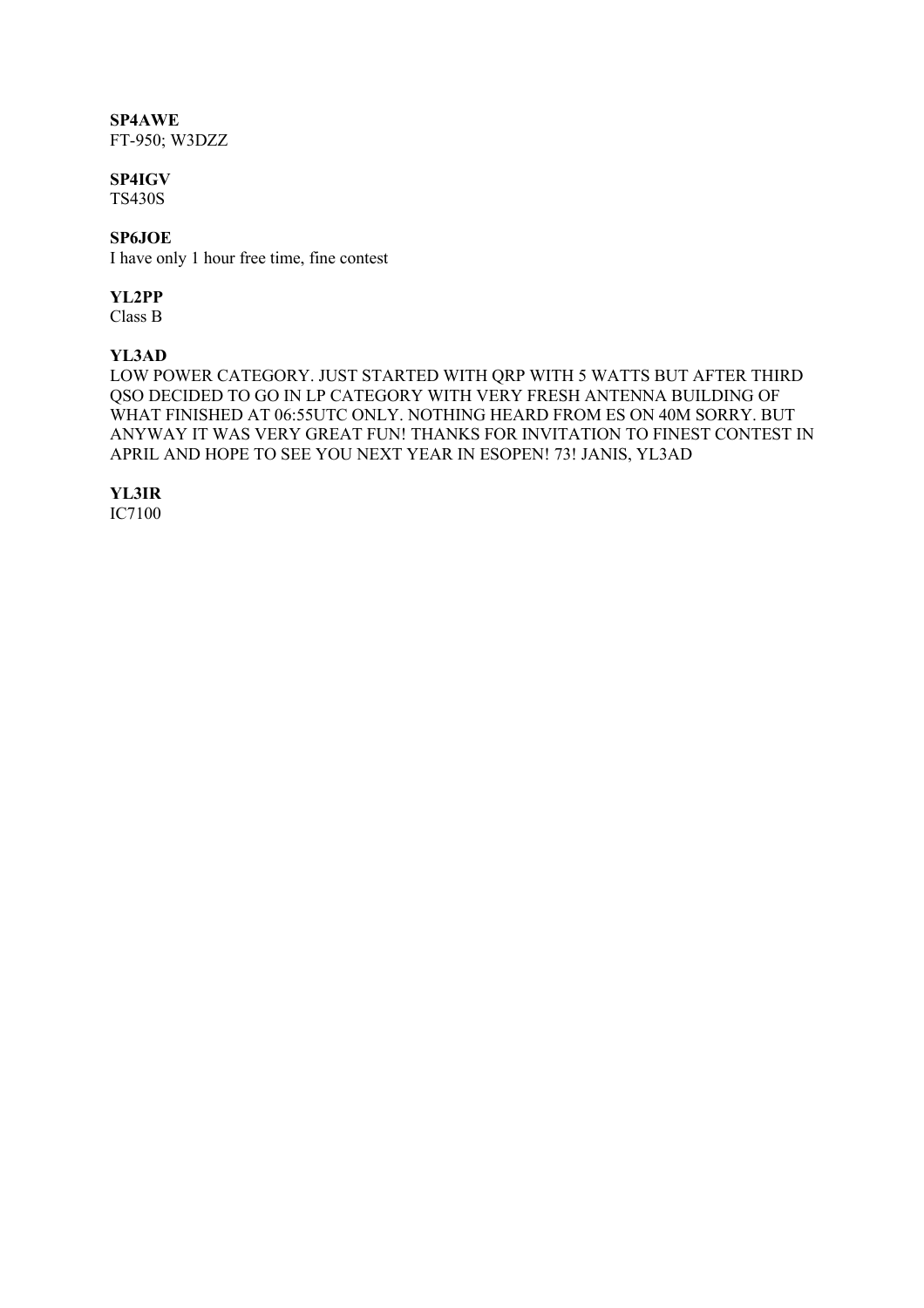**SP4AWE**
FT-950; W3DZZ

**SP4IGV**
TS430S

**SP6JOE**
I have only 1 hour free time, fine contest

**YL2PP**
Class B

**YL3AD**
LOW POWER CATEGORY. JUST STARTED WITH QRP WITH 5 WATTS BUT AFTER THIRD QSO DECIDED TO GO IN LP CATEGORY WITH VERY FRESH ANTENNA BUILDING OF WHAT FINISHED AT 06:55UTC ONLY. NOTHING HEARD FROM ES ON 40M SORRY. BUT ANYWAY IT WAS VERY GREAT FUN! THANKS FOR INVITATION TO FINEST CONTEST IN APRIL AND HOPE TO SEE YOU NEXT YEAR IN ESOPEN! 73! JANIS, YL3AD

**YL3IR**
IC7100